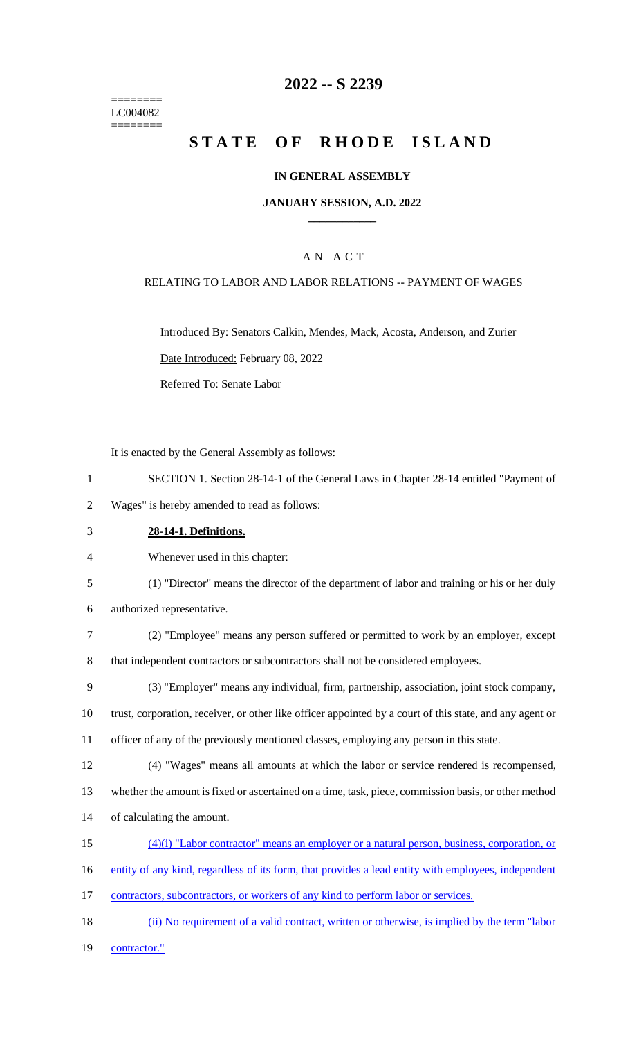LC004082

# 2022 -- S 2239

# STATE OF RHODE ISLAND

## IN GENERAL ASSEMBLY

### JANUARY SESSION, A.D. 2022

A N A C T

RELATING TO LABOR AND LABOR RELATIONS -- PAYMENT OF WAGES

Introduced By: Senators Calkin, Mendes, Mack, Acosta, Anderson, and Zurier

Date Introduced: February 08, 2022

Referred To: Senate Labor

It is enacted by the General Assembly as follows:

SECTION 1. Section 28-14-1 of the General Laws in Chapter 28-14 entitled "Payment of Wages" is hereby amended to read as follows:

**28-14-1. Definitions.**

Whenever used in this chapter:

(1) "Director" means the director of the department of labor and training or his or her duly authorized representative.

(2) "Employee" means any person suffered or permitted to work by an employer, except that independent contractors or subcontractors shall not be considered employees.

(3) "Employer" means any individual, firm, partnership, association, joint stock company, trust, corporation, receiver, or other like officer appointed by a court of this state, and any agent or officer of any of the previously mentioned classes, employing any person in this state.

(4) "Wages" means all amounts at which the labor or service rendered is recompensed, whether the amount is fixed or ascertained on a time, task, piece, commission basis, or other method of calculating the amount.

(4)(i) "Labor contractor" means an employer or a natural person, business, corporation, or entity of any kind, regardless of its form, that provides a lead entity with employees, independent contractors, subcontractors, or workers of any kind to perform labor or services.

(ii) No requirement of a valid contract, written or otherwise, is implied by the term "labor contractor."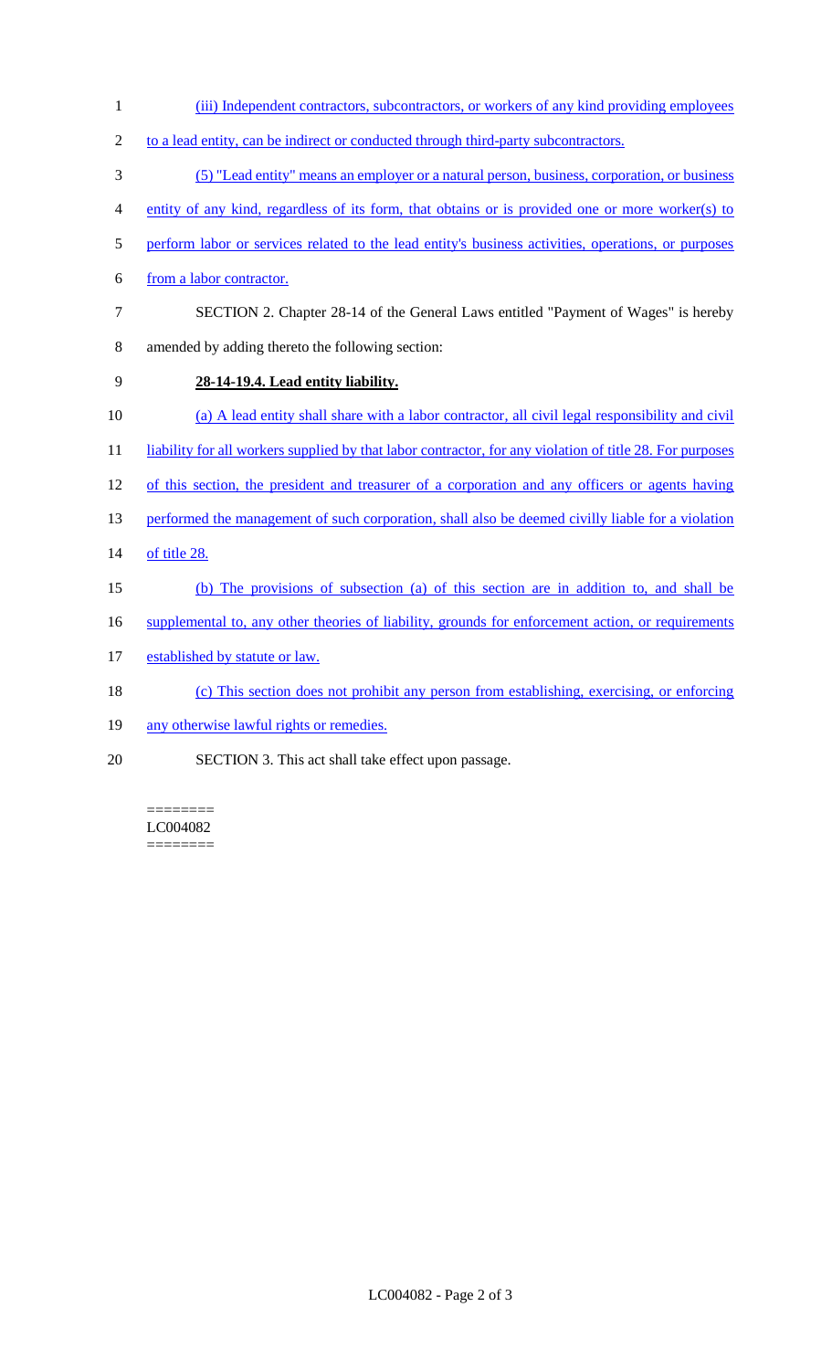(iii) Independent contractors, subcontractors, or workers of any kind providing employees to a lead entity, can be indirect or conducted through third-party subcontractors.

(5) "Lead entity" means an employer or a natural person, business, corporation, or business entity of any kind, regardless of its form, that obtains or is provided one or more worker(s) to perform labor or services related to the lead entity's business activities, operations, or purposes from a labor contractor.

SECTION 2. Chapter 28-14 of the General Laws entitled "Payment of Wages" is hereby amended by adding thereto the following section:

**28-14-19.4. Lead entity liability.**

(a) A lead entity shall share with a labor contractor, all civil legal responsibility and civil liability for all workers supplied by that labor contractor, for any violation of title 28. For purposes of this section, the president and treasurer of a corporation and any officers or agents having performed the management of such corporation, shall also be deemed civilly liable for a violation of title 28.

(b) The provisions of subsection (a) of this section are in addition to, and shall be supplemental to, any other theories of liability, grounds for enforcement action, or requirements established by statute or law.

(c) This section does not prohibit any person from establishing, exercising, or enforcing any otherwise lawful rights or remedies.

SECTION 3. This act shall take effect upon passage.

========
LC004082
========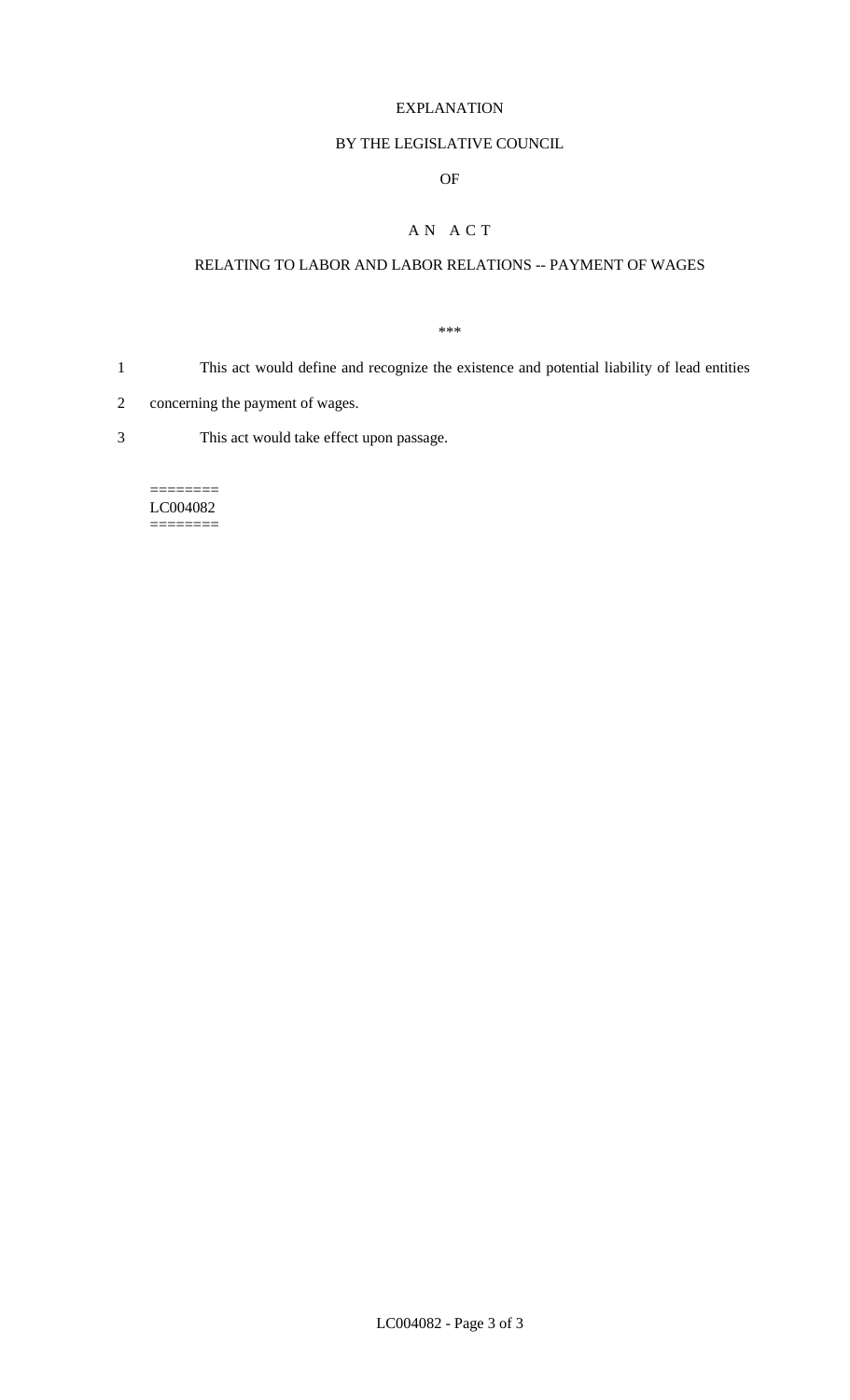EXPLANATION

BY THE LEGISLATIVE COUNCIL

OF

A N A C T

RELATING TO LABOR AND LABOR RELATIONS -- PAYMENT OF WAGES

\*\*\*

1 This act would define and recognize the existence and potential liability of lead entities

2 concerning the payment of wages.

3 This act would take effect upon passage.

========
LC004082
========